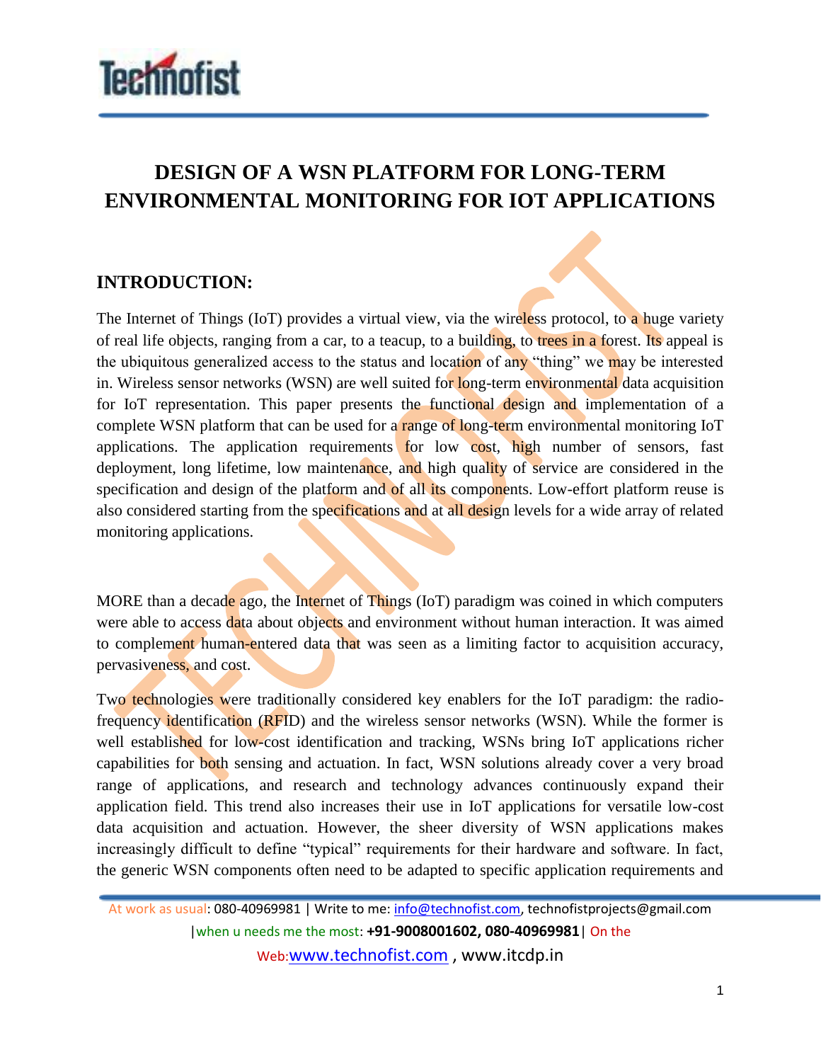# DESIGN OF A WSN PLATFORM FOR LONG-TERM ENVIRONMENTAL MONITORING FOR IOT APPLICATIONS

## INTRODUCTION:

The Internet of Things (IoT) provides a virtual view, via the wireless protocol, to a huge variety of real life objects, ranging from a car, to a teacup, to a building, to trees in a forest. Its appeal is the ubiquitous generalized access to the status and location of any "thing" we may be interested in. Wireless sensor networks (WSN) are well suited for long-term environmental data acquisition for IoT representation. This paper presents the functional design and implementation of a complete WSN platform that can be used for a range of long-term environmental monitoring IoT applications. The application requirements for low cost, high number of sensors, fast deployment, long lifetime, low maintenance, and high quality of service are considered in the specification and design of the platform and of all its components. Low-effort platform reuse is also considered starting from the specifications and at all design levels for a wide array of related monitoring applications.

MORE than a decade ago, the Internet of Things (IoT) paradigm was coined in which computers were able to access data about objects and environment without human interaction. It was aimed to complement human-entered data that was seen as a limiting factor to acquisition accuracy, pervasiveness, and cost.

Two technologies were traditionally considered key enablers for the IoT paradigm: the radio-frequency identification (RFID) and the wireless sensor networks (WSN). While the former is well established for low-cost identification and tracking, WSNs bring IoT applications richer capabilities for both sensing and actuation. In fact, WSN solutions already cover a very broad range of applications, and research and technology advances continuously expand their application field. This trend also increases their use in IoT applications for versatile low-cost data acquisition and actuation. However, the sheer diversity of WSN applications makes increasingly difficult to define "typical" requirements for their hardware and software. In fact, the generic WSN components often need to be adapted to specific application requirements and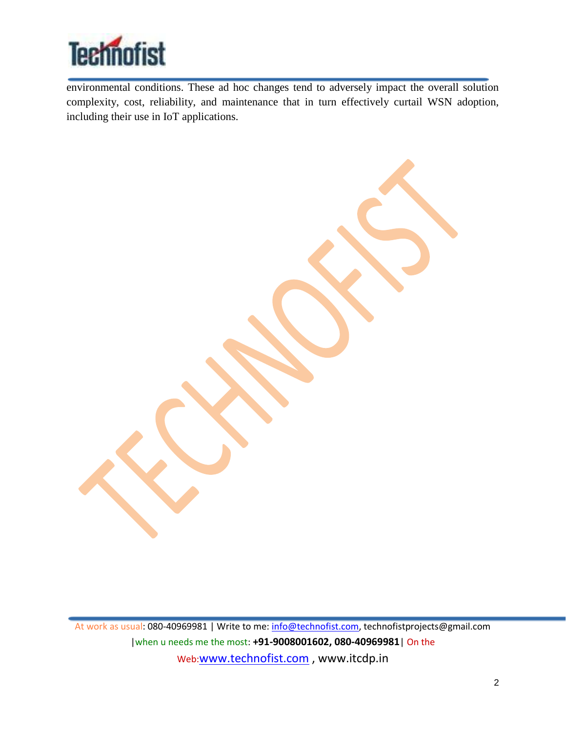environmental conditions. These ad hoc changes tend to adversely impact the overall solution complexity, cost, reliability, and maintenance that in turn effectively curtail WSN adoption, including their use in IoT applications.